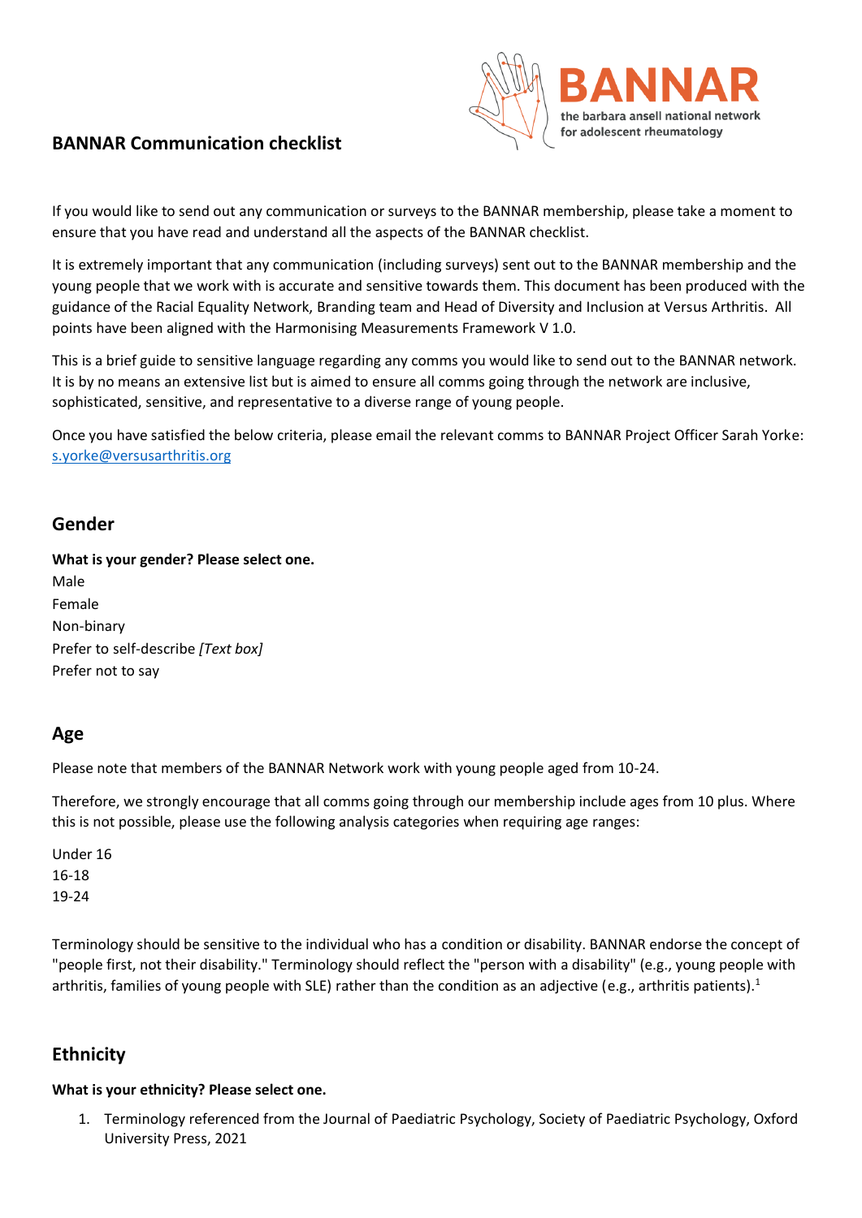# BANNAR Communication checklist

BANNAR
the barbara ansell national network for adolescent rheumatology

If you would like to send out any communication or surveys to the BANNAR membership, please take a moment to ensure that you have read and understand all the aspects of the BANNAR checklist.

It is extremely important that any communication (including surveys) sent out to the BANNAR membership and the young people that we work with is accurate and sensitive towards them. This document has been produced with the guidance of the Racial Equality Network, Branding team and Head of Diversity and Inclusion at Versus Arthritis. All points have been aligned with the Harmonising Measurements Framework V 1.0.

This is a brief guide to sensitive language regarding any comms you would like to send out to the BANNAR network. It is by no means an extensive list but is aimed to ensure all comms going through the network are inclusive, sophisticated, sensitive, and representative to a diverse range of young people.

Once you have satisfied the below criteria, please email the relevant comms to BANNAR Project Officer Sarah Yorke: s.yorke@versusarthritis.org

## Gender

**What is your gender? Please select one.**

Male
Female
Non-binary
Prefer to self-describe *[Text box]*
Prefer not to say

## Age

Please note that members of the BANNAR Network work with young people aged from 10-24.

Therefore, we strongly encourage that all comms going through our membership include ages from 10 plus. Where this is not possible, please use the following analysis categories when requiring age ranges:

Under 16
16-18
19-24

Terminology should be sensitive to the individual who has a condition or disability. BANNAR endorse the concept of "people first, not their disability." Terminology should reflect the "person with a disability" (e.g., young people with arthritis, families of young people with SLE) rather than the condition as an adjective (e.g., arthritis patients).[1]

## Ethnicity

**What is your ethnicity? Please select one.**

1. Terminology referenced from the Journal of Paediatric Psychology, Society of Paediatric Psychology, Oxford University Press, 2021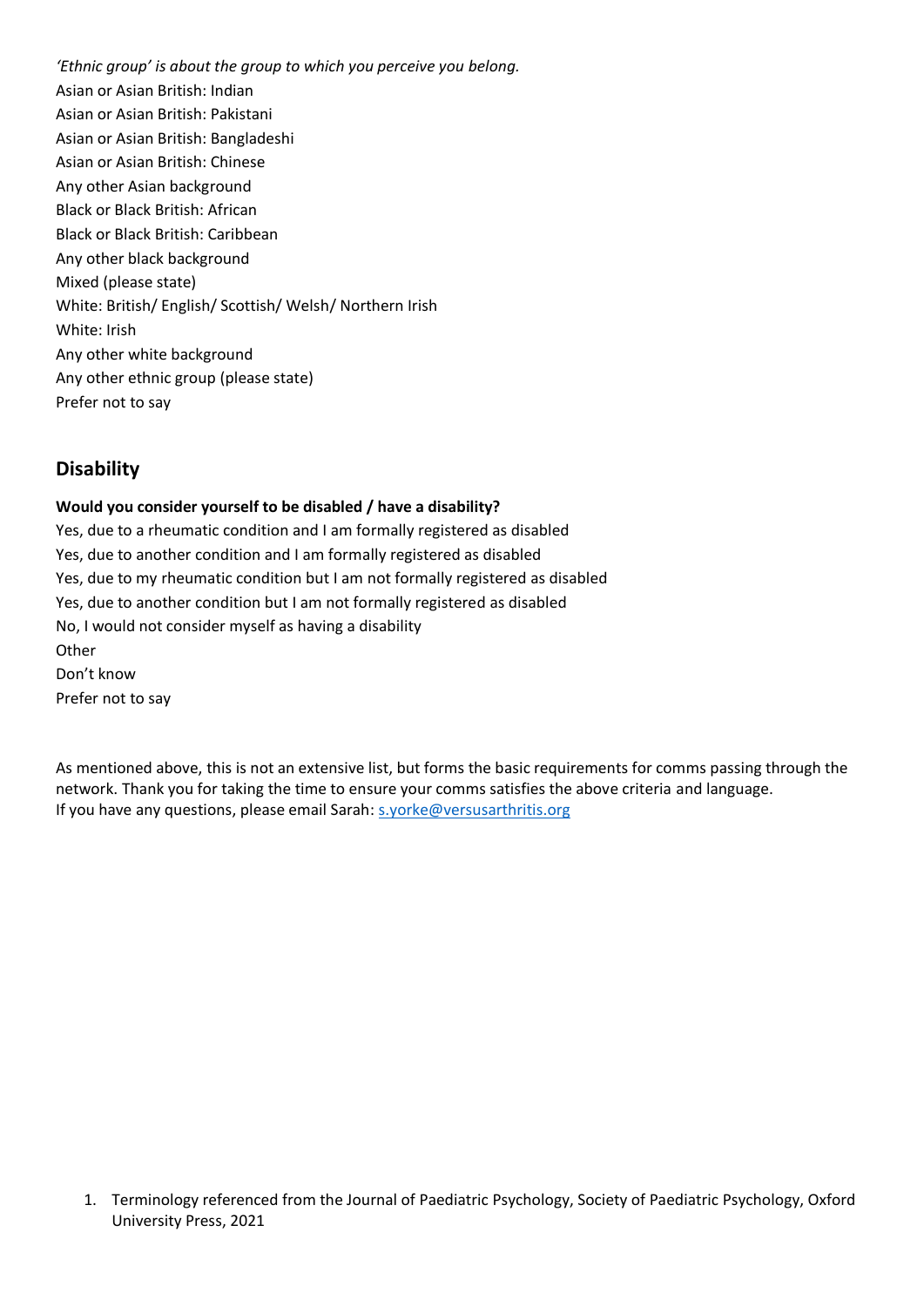*'Ethnic group' is about the group to which you perceive you belong.*

Asian or Asian British: Indian
Asian or Asian British: Pakistani
Asian or Asian British: Bangladeshi
Asian or Asian British: Chinese
Any other Asian background
Black or Black British: African
Black or Black British: Caribbean
Any other black background
Mixed (please state)
White: British/ English/ Scottish/ Welsh/ Northern Irish
White: Irish
Any other white background
Any other ethnic group (please state)
Prefer not to say

## Disability

**Would you consider yourself to be disabled / have a disability?**

Yes, due to a rheumatic condition and I am formally registered as disabled
Yes, due to another condition and I am formally registered as disabled
Yes, due to my rheumatic condition but I am not formally registered as disabled
Yes, due to another condition but I am not formally registered as disabled
No, I would not consider myself as having a disability
Other
Don't know
Prefer not to say

As mentioned above, this is not an extensive list, but forms the basic requirements for comms passing through the network. Thank you for taking the time to ensure your comms satisfies the above criteria and language.
If you have any questions, please email Sarah: s.yorke@versusarthritis.org

1. Terminology referenced from the Journal of Paediatric Psychology, Society of Paediatric Psychology, Oxford University Press, 2021